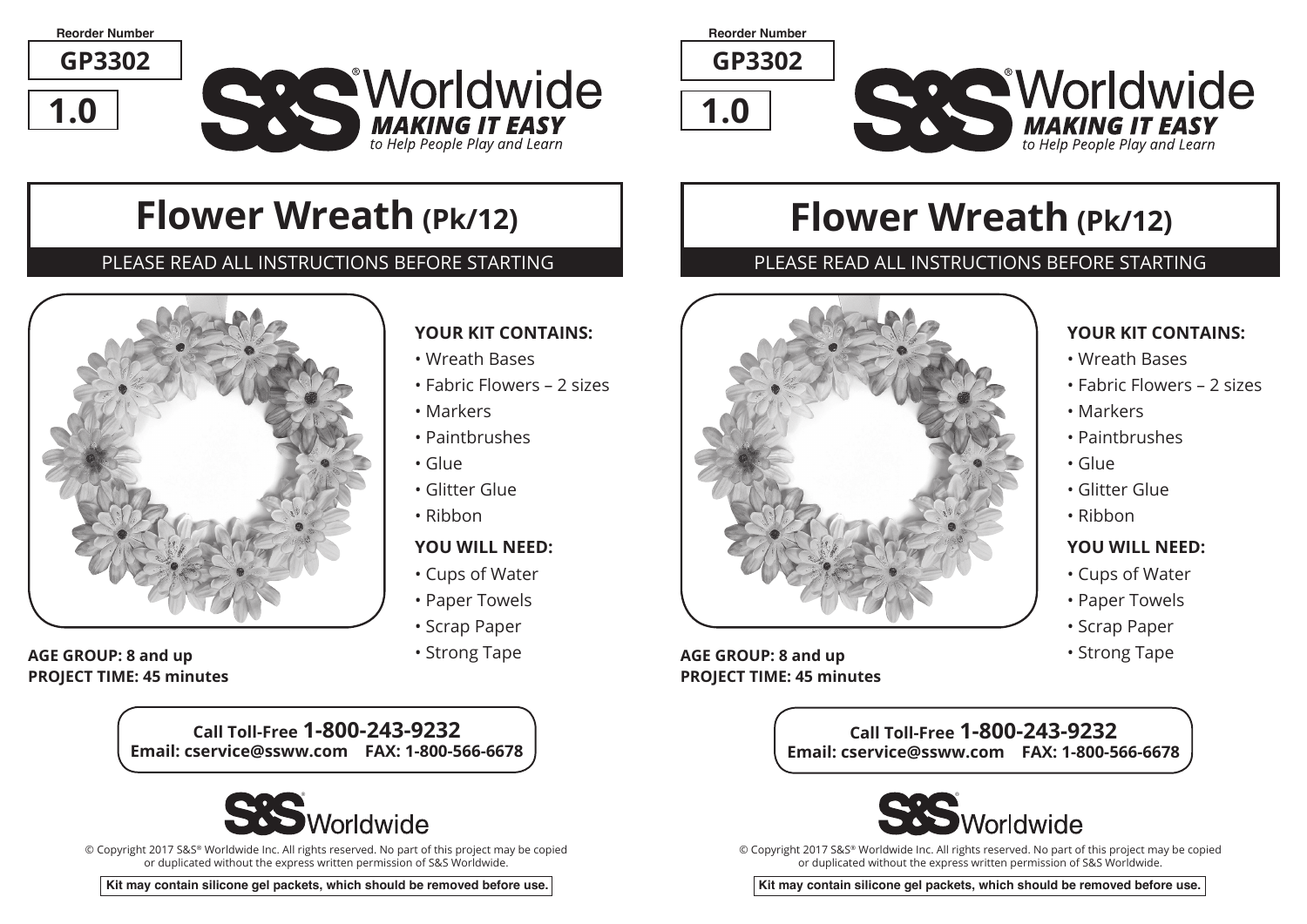Reorder Number

**GP3302**

**1.0**

S&S® Worldwide
***MAKING IT EASY***
*to Help People Play and Learn*

# Flower Wreath (Pk/12)

PLEASE READ ALL INSTRUCTIONS BEFORE STARTING

**YOUR KIT CONTAINS:**

- Wreath Bases
- Fabric Flowers – 2 sizes
- Markers
- Paintbrushes
- Glue
- Glitter Glue
- Ribbon

**YOU WILL NEED:**

- Cups of Water
- Paper Towels
- Scrap Paper
- Strong Tape

**AGE GROUP: 8 and up**
**PROJECT TIME: 45 minutes**

**Call Toll-Free 1-800-243-9232**
**Email: cservice@ssww.com FAX: 1-800-566-6678**

S&S® Worldwide

© Copyright 2017 S&S® Worldwide Inc. All rights reserved. No part of this project may be copied or duplicated without the express written permission of S&S Worldwide.

**Kit may contain silicone gel packets, which should be removed before use.**

---

Reorder Number

**GP3302**

**1.0**

S&S® Worldwide
***MAKING IT EASY***
*to Help People Play and Learn*

# Flower Wreath (Pk/12)

PLEASE READ ALL INSTRUCTIONS BEFORE STARTING

**YOUR KIT CONTAINS:**

- Wreath Bases
- Fabric Flowers – 2 sizes
- Markers
- Paintbrushes
- Glue
- Glitter Glue
- Ribbon

**YOU WILL NEED:**

- Cups of Water
- Paper Towels
- Scrap Paper
- Strong Tape

**AGE GROUP: 8 and up**
**PROJECT TIME: 45 minutes**

**Call Toll-Free 1-800-243-9232**
**Email: cservice@ssww.com FAX: 1-800-566-6678**

S&S® Worldwide

© Copyright 2017 S&S® Worldwide Inc. All rights reserved. No part of this project may be copied or duplicated without the express written permission of S&S Worldwide.

**Kit may contain silicone gel packets, which should be removed before use.**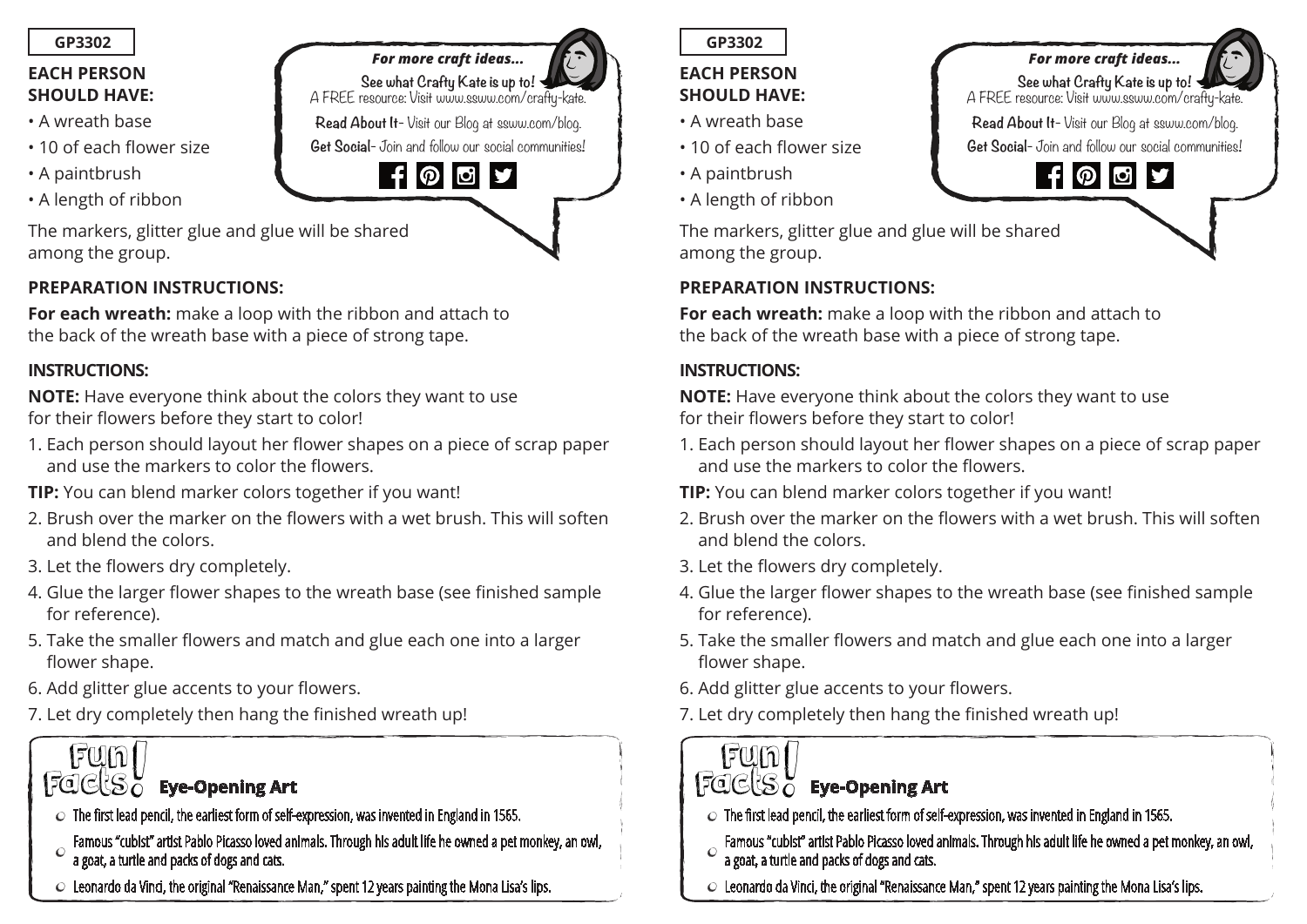GP3302

**EACH PERSON SHOULD HAVE:**

- A wreath base
- 10 of each flower size
- A paintbrush
- A length of ribbon

The markers, glitter glue and glue will be shared among the group.

***For more craft ideas...***

**See what Crafty Kate is up to!** A FREE resource: Visit www.ssww.com/crafty-kate.

**Read About It**- Visit our Blog at ssww.com/blog.

**Get Social**- Join and follow our social communities!

**PREPARATION INSTRUCTIONS:**

**For each wreath:** make a loop with the ribbon and attach to the back of the wreath base with a piece of strong tape.

**INSTRUCTIONS:**

**NOTE:** Have everyone think about the colors they want to use for their flowers before they start to color!

1. Each person should layout her flower shapes on a piece of scrap paper and use the markers to color the flowers.

**TIP:** You can blend marker colors together if you want!

2. Brush over the marker on the flowers with a wet brush. This will soften and blend the colors.
3. Let the flowers dry completely.
4. Glue the larger flower shapes to the wreath base (see finished sample for reference).
5. Take the smaller flowers and match and glue each one into a larger flower shape.
6. Add glitter glue accents to your flowers.
7. Let dry completely then hang the finished wreath up!

**Fun Facts! Eye-Opening Art**

- The first lead pencil, the earliest form of self-expression, was invented in England in 1565.
- Famous "cubist" artist Pablo Picasso loved animals. Through his adult life he owned a pet monkey, an owl, a goat, a turtle and packs of dogs and cats.
- Leonardo da Vinci, the original "Renaissance Man," spent 12 years painting the Mona Lisa's lips.